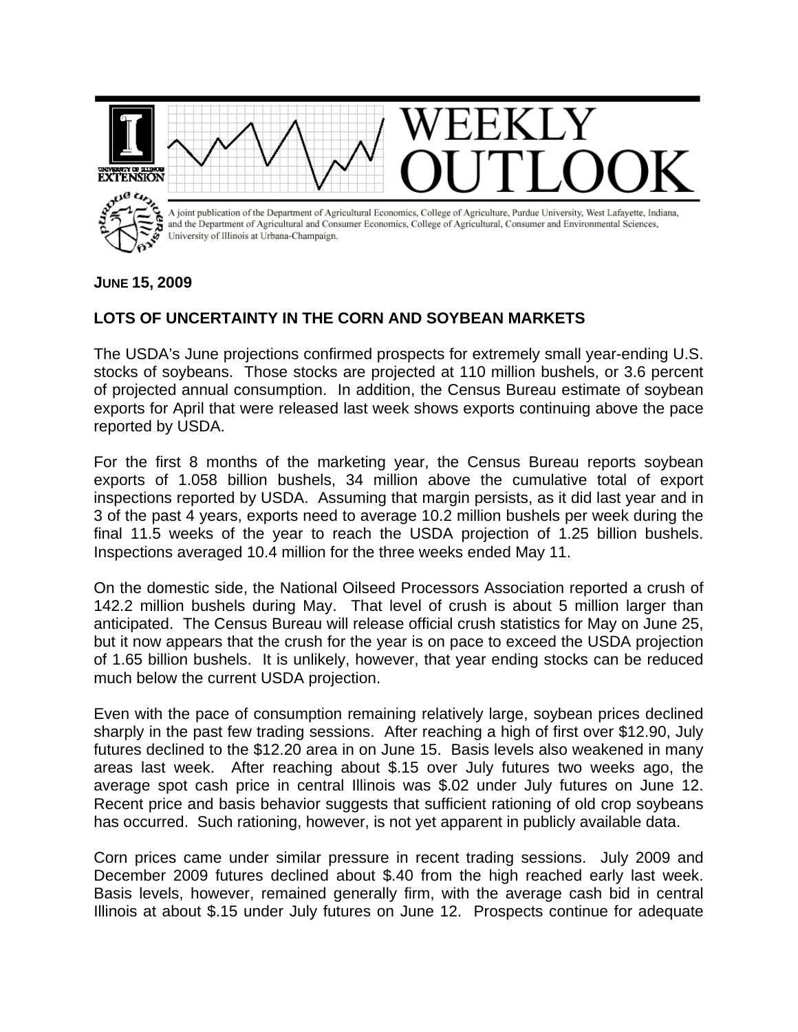# WEEKLY OUTLOOK

A joint publication of the Department of Agricultural Economics, College of Agriculture, Purdue University, West Lafayette, Indiana, and the Department of Agricultural and Consumer Economics, College of Agricultural, Consumer and Environmental Sciences, University of Illinois at Urbana-Champaign.

**JUNE 15, 2009**

## LOTS OF UNCERTAINTY IN THE CORN AND SOYBEAN MARKETS

The USDA's June projections confirmed prospects for extremely small year-ending U.S. stocks of soybeans. Those stocks are projected at 110 million bushels, or 3.6 percent of projected annual consumption. In addition, the Census Bureau estimate of soybean exports for April that were released last week shows exports continuing above the pace reported by USDA.

For the first 8 months of the marketing year, the Census Bureau reports soybean exports of 1.058 billion bushels, 34 million above the cumulative total of export inspections reported by USDA. Assuming that margin persists, as it did last year and in 3 of the past 4 years, exports need to average 10.2 million bushels per week during the final 11.5 weeks of the year to reach the USDA projection of 1.25 billion bushels. Inspections averaged 10.4 million for the three weeks ended May 11.

On the domestic side, the National Oilseed Processors Association reported a crush of 142.2 million bushels during May. That level of crush is about 5 million larger than anticipated. The Census Bureau will release official crush statistics for May on June 25, but it now appears that the crush for the year is on pace to exceed the USDA projection of 1.65 billion bushels. It is unlikely, however, that year ending stocks can be reduced much below the current USDA projection.

Even with the pace of consumption remaining relatively large, soybean prices declined sharply in the past few trading sessions. After reaching a high of first over $12.90, July futures declined to the $12.20 area in on June 15. Basis levels also weakened in many areas last week. After reaching about $.15 over July futures two weeks ago, the average spot cash price in central Illinois was $.02 under July futures on June 12. Recent price and basis behavior suggests that sufficient rationing of old crop soybeans has occurred. Such rationing, however, is not yet apparent in publicly available data.

Corn prices came under similar pressure in recent trading sessions. July 2009 and December 2009 futures declined about $.40 from the high reached early last week. Basis levels, however, remained generally firm, with the average cash bid in central Illinois at about $.15 under July futures on June 12. Prospects continue for adequate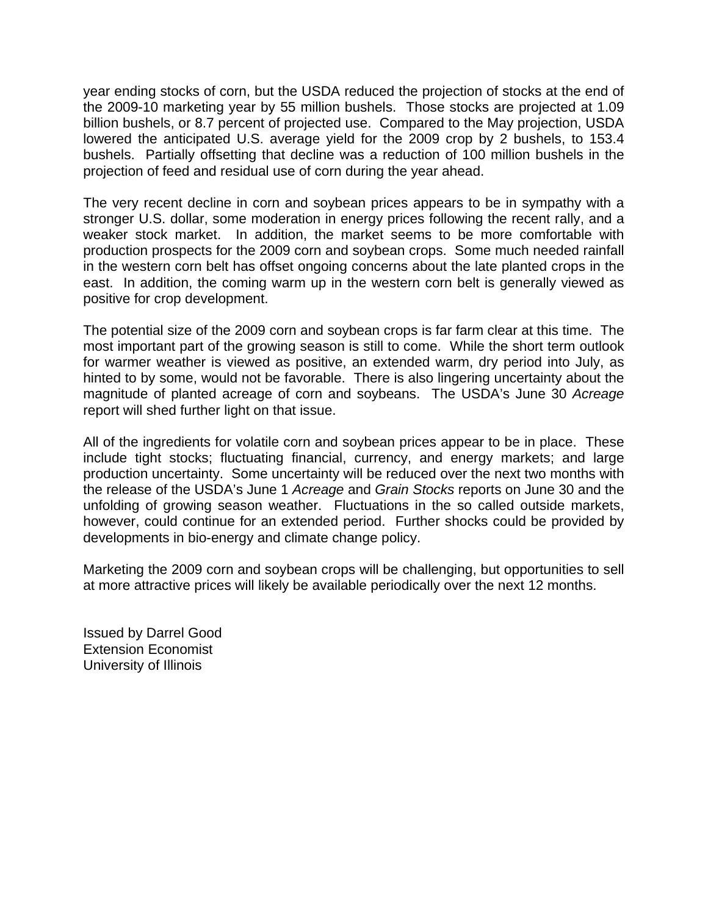year ending stocks of corn, but the USDA reduced the projection of stocks at the end of the 2009-10 marketing year by 55 million bushels. Those stocks are projected at 1.09 billion bushels, or 8.7 percent of projected use. Compared to the May projection, USDA lowered the anticipated U.S. average yield for the 2009 crop by 2 bushels, to 153.4 bushels. Partially offsetting that decline was a reduction of 100 million bushels in the projection of feed and residual use of corn during the year ahead.

The very recent decline in corn and soybean prices appears to be in sympathy with a stronger U.S. dollar, some moderation in energy prices following the recent rally, and a weaker stock market. In addition, the market seems to be more comfortable with production prospects for the 2009 corn and soybean crops. Some much needed rainfall in the western corn belt has offset ongoing concerns about the late planted crops in the east. In addition, the coming warm up in the western corn belt is generally viewed as positive for crop development.

The potential size of the 2009 corn and soybean crops is far farm clear at this time. The most important part of the growing season is still to come. While the short term outlook for warmer weather is viewed as positive, an extended warm, dry period into July, as hinted to by some, would not be favorable. There is also lingering uncertainty about the magnitude of planted acreage of corn and soybeans. The USDA's June 30 *Acreage* report will shed further light on that issue.

All of the ingredients for volatile corn and soybean prices appear to be in place. These include tight stocks; fluctuating financial, currency, and energy markets; and large production uncertainty. Some uncertainty will be reduced over the next two months with the release of the USDA's June 1 *Acreage* and *Grain Stocks* reports on June 30 and the unfolding of growing season weather. Fluctuations in the so called outside markets, however, could continue for an extended period. Further shocks could be provided by developments in bio-energy and climate change policy.

Marketing the 2009 corn and soybean crops will be challenging, but opportunities to sell at more attractive prices will likely be available periodically over the next 12 months.

Issued by Darrel Good
Extension Economist
University of Illinois